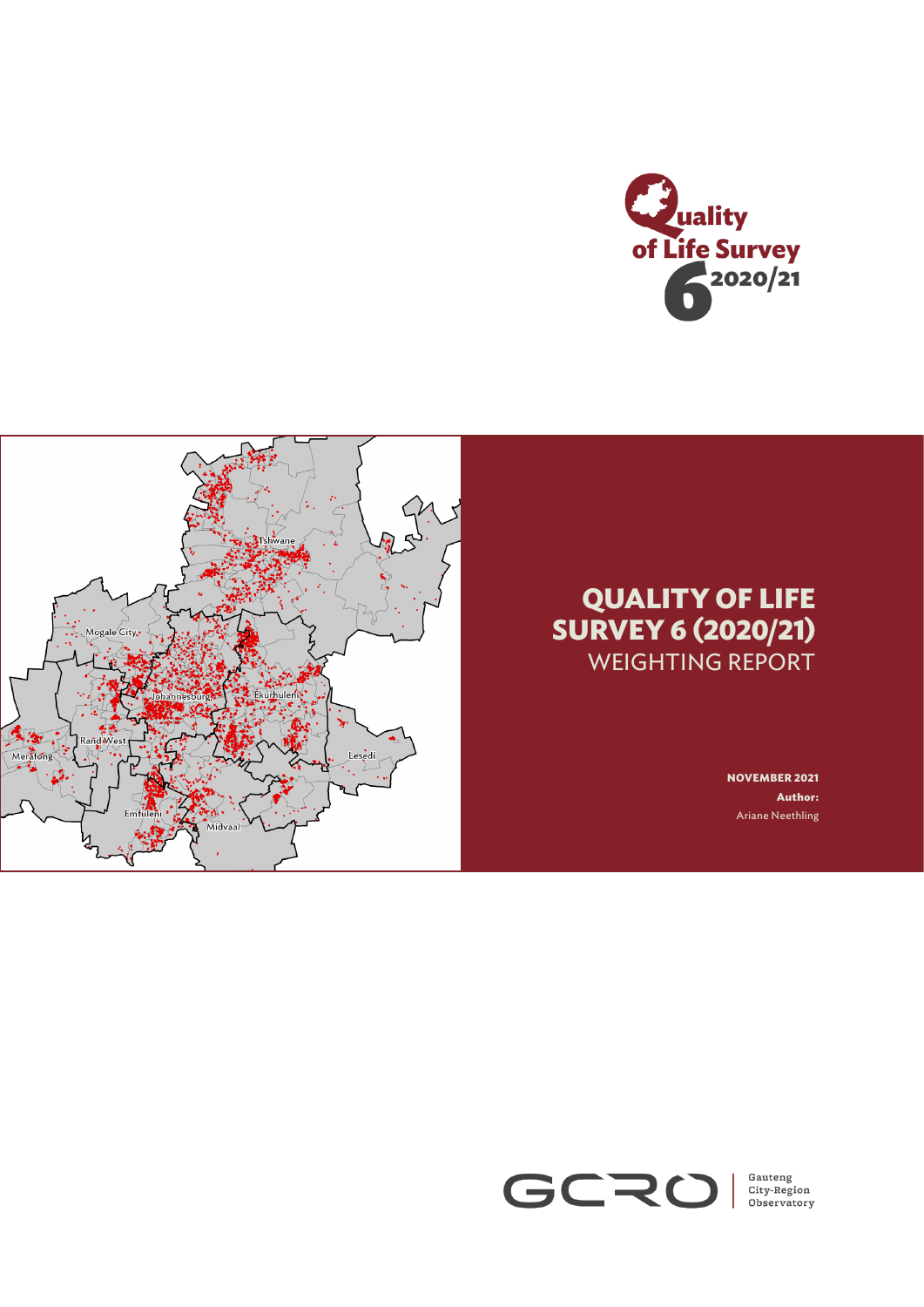# QUALITY OF LIFE SURVEY 6 (2020/21)

## WEIGHTING REPORT

**NOVEMBER 2021**

**Author:**

Ariane Neethling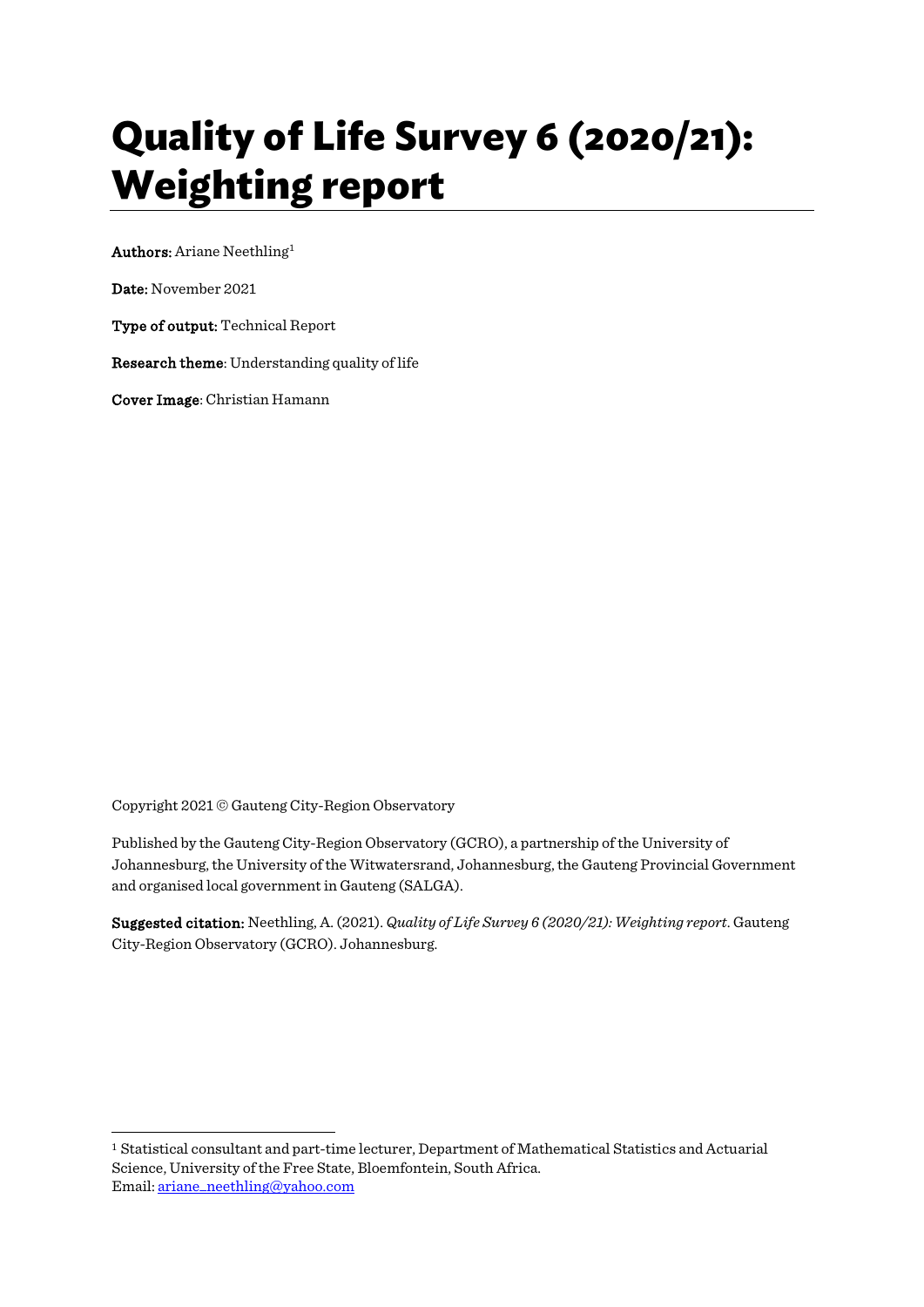# Quality of Life Survey 6 (2020/21): Weighting report

**Authors:** Ariane Neethling[1]

**Date:** November 2021

**Type of output:** Technical Report

**Research theme**: Understanding quality of life

**Cover Image**: Christian Hamann

Copyright 2021 © Gauteng City-Region Observatory

Published by the Gauteng City-Region Observatory (GCRO), a partnership of the University of Johannesburg, the University of the Witwatersrand, Johannesburg, the Gauteng Provincial Government and organised local government in Gauteng (SALGA).

**Suggested citation:** Neethling, A. (2021). *Quality of Life Survey 6 (2020/21): Weighting report*. Gauteng City-Region Observatory (GCRO). Johannesburg.

---

[1] Statistical consultant and part-time lecturer, Department of Mathematical Statistics and Actuarial Science, University of the Free State, Bloemfontein, South Africa.
Email: ariane_neethling@yahoo.com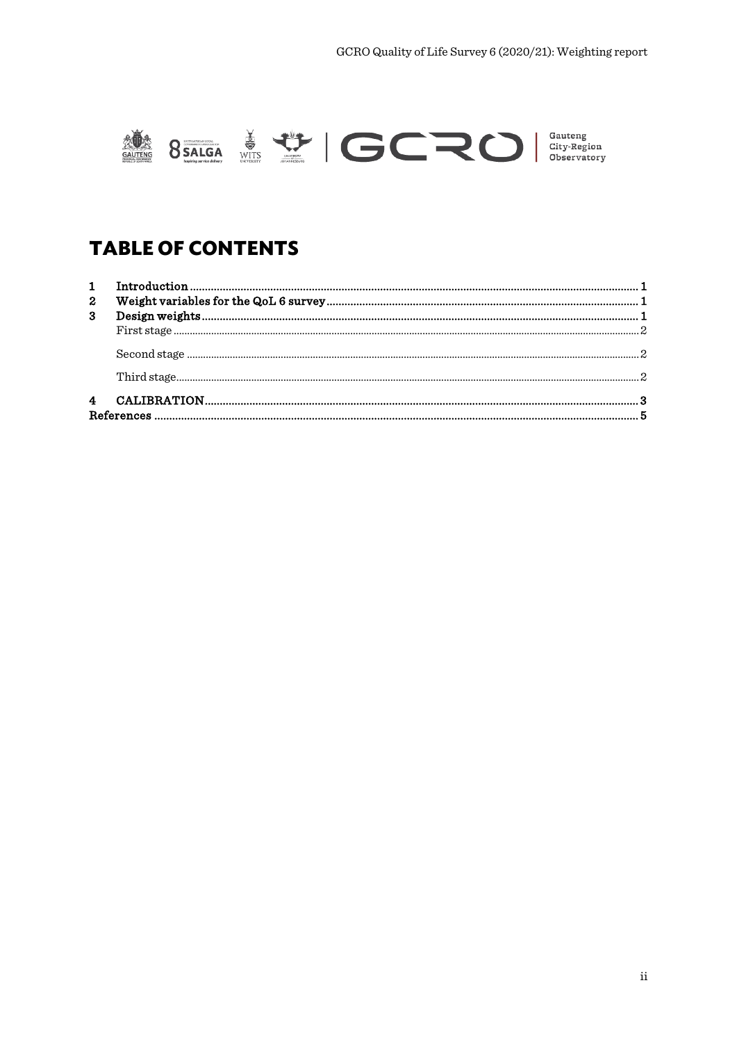# TABLE OF CONTENTS

1 Introduction ..... 1
2 Weight variables for the QoL 6 survey ..... 1
3 Design weights ..... 1
  First stage ..... 2
  Second stage ..... 2
  Third stage ..... 2
4 CALIBRATION ..... 3
References ..... 5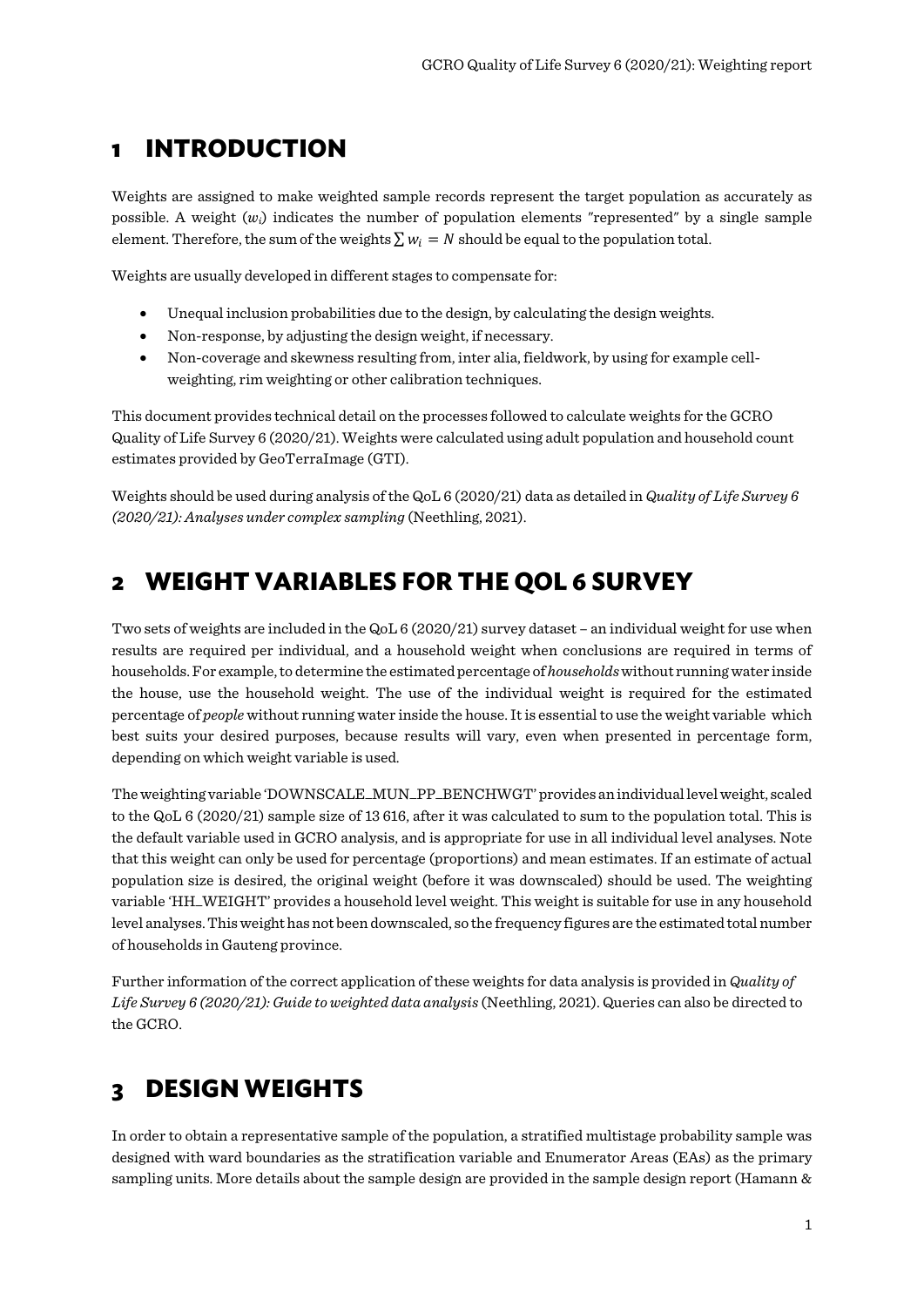# 1 INTRODUCTION

Weights are assigned to make weighted sample records represent the target population as accurately as possible. A weight ($w_i$) indicates the number of population elements "represented" by a single sample element. Therefore, the sum of the weights $\sum w_i = N$ should be equal to the population total.

Weights are usually developed in different stages to compensate for:

- Unequal inclusion probabilities due to the design, by calculating the design weights.
- Non-response, by adjusting the design weight, if necessary.
- Non-coverage and skewness resulting from, inter alia, fieldwork, by using for example cell-weighting, rim weighting or other calibration techniques.

This document provides technical detail on the processes followed to calculate weights for the GCRO Quality of Life Survey 6 (2020/21). Weights were calculated using adult population and household count estimates provided by GeoTerraImage (GTI).

Weights should be used during analysis of the QoL 6 (2020/21) data as detailed in *Quality of Life Survey 6 (2020/21): Analyses under complex sampling* (Neethling, 2021).

# 2 WEIGHT VARIABLES FOR THE QOL 6 SURVEY

Two sets of weights are included in the QoL 6 (2020/21) survey dataset – an individual weight for use when results are required per individual, and a household weight when conclusions are required in terms of households. For example, to determine the estimated percentage of *households* without running water inside the house, use the household weight. The use of the individual weight is required for the estimated percentage of *people* without running water inside the house. It is essential to use the weight variable which best suits your desired purposes, because results will vary, even when presented in percentage form, depending on which weight variable is used.

The weighting variable 'DOWNSCALE_MUN_PP_BENCHWGT' provides an individual level weight, scaled to the QoL 6 (2020/21) sample size of 13 616, after it was calculated to sum to the population total. This is the default variable used in GCRO analysis, and is appropriate for use in all individual level analyses. Note that this weight can only be used for percentage (proportions) and mean estimates. If an estimate of actual population size is desired, the original weight (before it was downscaled) should be used. The weighting variable 'HH_WEIGHT' provides a household level weight. This weight is suitable for use in any household level analyses. This weight has not been downscaled, so the frequency figures are the estimated total number of households in Gauteng province.

Further information of the correct application of these weights for data analysis is provided in *Quality of Life Survey 6 (2020/21): Guide to weighted data analysis* (Neethling, 2021). Queries can also be directed to the GCRO.

# 3 DESIGN WEIGHTS

In order to obtain a representative sample of the population, a stratified multistage probability sample was designed with ward boundaries as the stratification variable and Enumerator Areas (EAs) as the primary sampling units. More details about the sample design are provided in the sample design report (Hamann &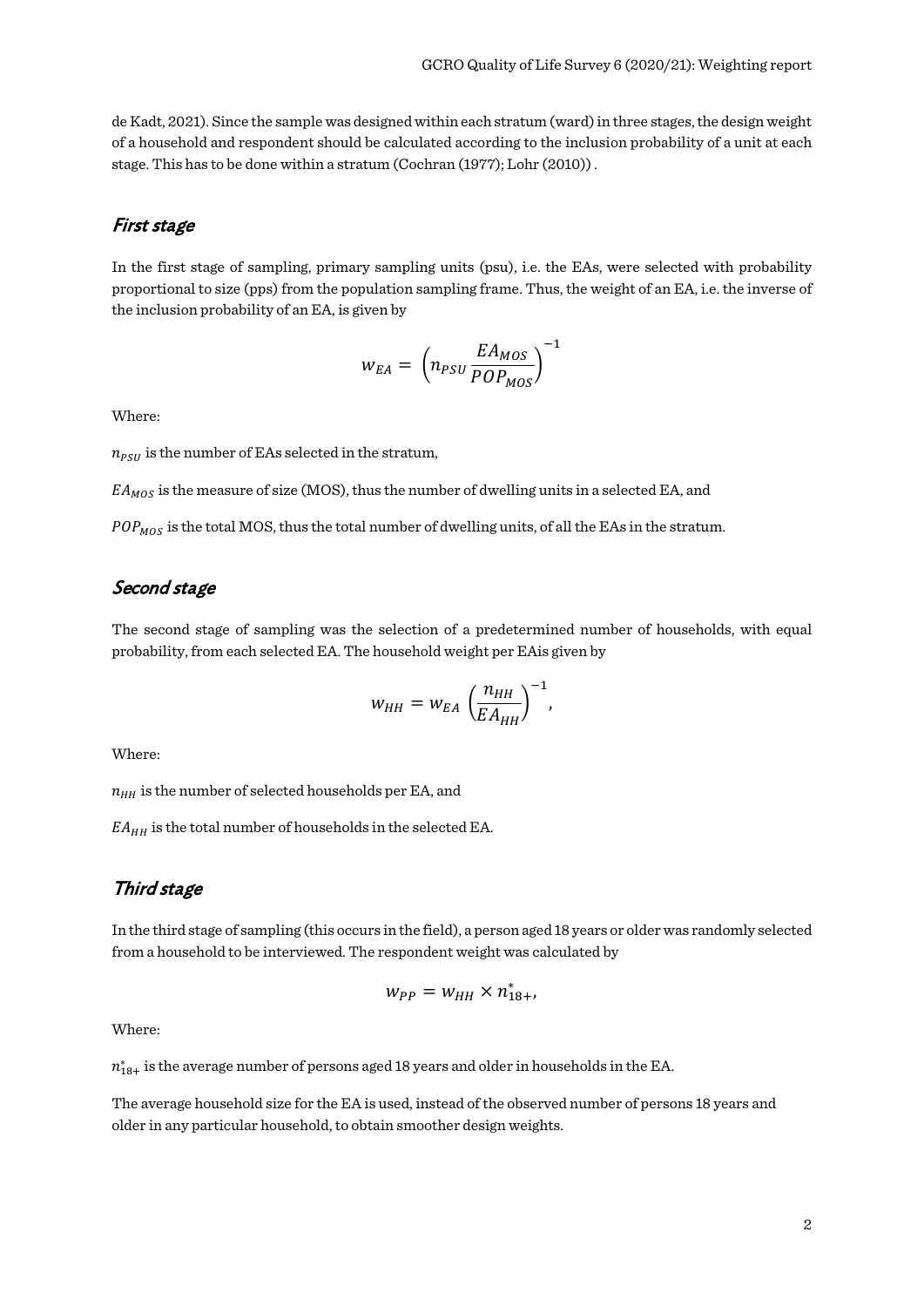de Kadt, 2021). Since the sample was designed within each stratum (ward) in three stages, the design weight of a household and respondent should be calculated according to the inclusion probability of a unit at each stage. This has to be done within a stratum (Cochran (1977); Lohr (2010)) .

### *First stage*

In the first stage of sampling, primary sampling units (psu), i.e. the EAs, were selected with probability proportional to size (pps) from the population sampling frame. Thus, the weight of an EA, i.e. the inverse of the inclusion probability of an EA, is given by

$$w_{EA} = \left(n_{PSU} \frac{EA_{MOS}}{POP_{MOS}}\right)^{-1}$$

Where:

$n_{PSU}$ is the number of EAs selected in the stratum,

$EA_{MOS}$ is the measure of size (MOS), thus the number of dwelling units in a selected EA, and

$POP_{MOS}$ is the total MOS, thus the total number of dwelling units, of all the EAs in the stratum.

### *Second stage*

The second stage of sampling was the selection of a predetermined number of households, with equal probability, from each selected EA. The household weight per EAis given by

$$w_{HH} = w_{EA} \left(\frac{n_{HH}}{EA_{HH}}\right)^{-1},$$

Where:

$n_{HH}$ is the number of selected households per EA, and

$EA_{HH}$ is the total number of households in the selected EA.

### *Third stage*

In the third stage of sampling (this occurs in the field), a person aged 18 years or older was randomly selected from a household to be interviewed. The respondent weight was calculated by

$$w_{PP} = w_{HH} \times n^{*}_{18+},$$

Where:

$n^{*}_{18+}$ is the average number of persons aged 18 years and older in households in the EA.

The average household size for the EA is used, instead of the observed number of persons 18 years and older in any particular household, to obtain smoother design weights.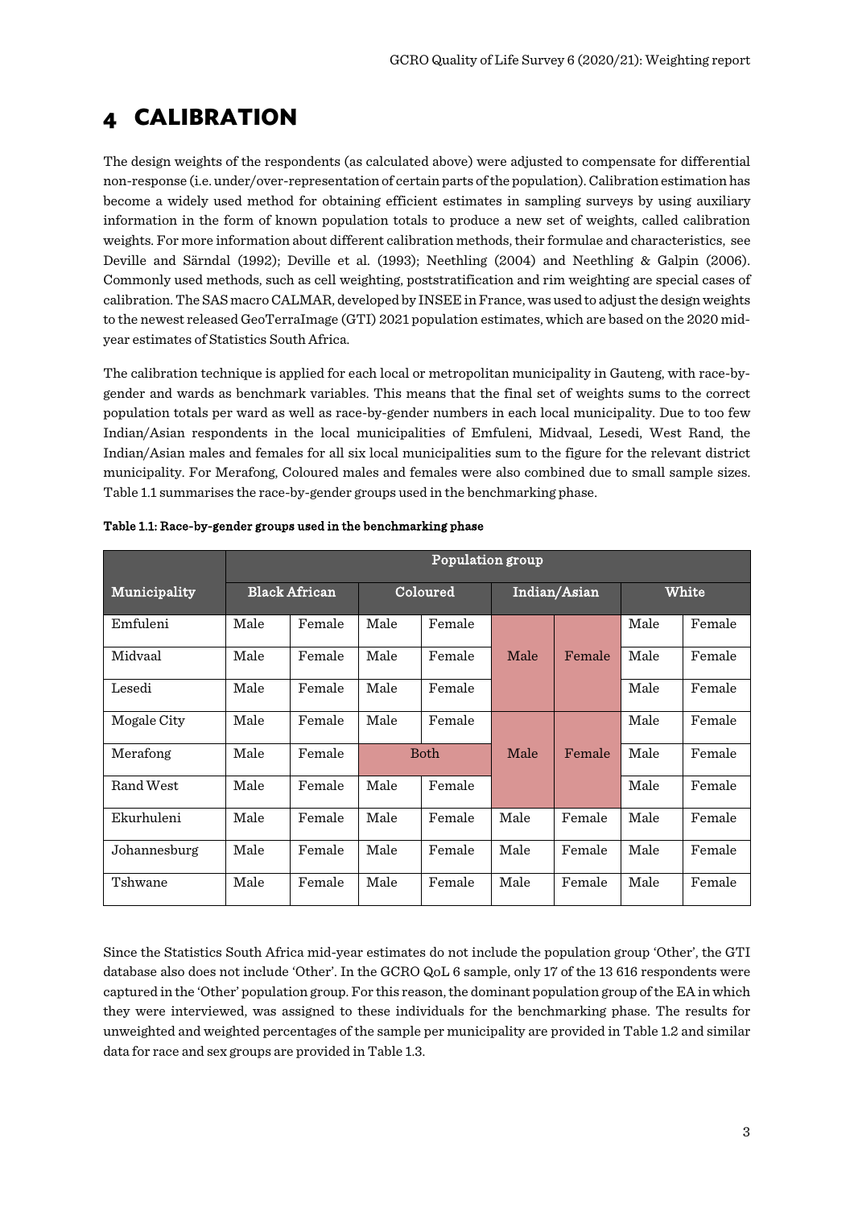# 4 CALIBRATION

The design weights of the respondents (as calculated above) were adjusted to compensate for differential non-response (i.e. under/over-representation of certain parts of the population). Calibration estimation has become a widely used method for obtaining efficient estimates in sampling surveys by using auxiliary information in the form of known population totals to produce a new set of weights, called calibration weights. For more information about different calibration methods, their formulae and characteristics, see Deville and Särndal (1992); Deville et al. (1993); Neethling (2004) and Neethling & Galpin (2006). Commonly used methods, such as cell weighting, poststratification and rim weighting are special cases of calibration. The SAS macro CALMAR, developed by INSEE in France, was used to adjust the design weights to the newest released GeoTerraImage (GTI) 2021 population estimates, which are based on the 2020 mid-year estimates of Statistics South Africa.

The calibration technique is applied for each local or metropolitan municipality in Gauteng, with race-by-gender and wards as benchmark variables. This means that the final set of weights sums to the correct population totals per ward as well as race-by-gender numbers in each local municipality. Due to too few Indian/Asian respondents in the local municipalities of Emfuleni, Midvaal, Lesedi, West Rand, the Indian/Asian males and females for all six local municipalities sum to the figure for the relevant district municipality. For Merafong, Coloured males and females were also combined due to small sample sizes. Table 1.1 summarises the race-by-gender groups used in the benchmarking phase.

**Table 1.1: Race-by-gender groups used in the benchmarking phase**

| Municipality | Population group | | | | | | | |
|---|---|---|---|---|---|---|---|---|
| | Black African | | Coloured | | Indian/Asian | | White | |
| Emfuleni | Male | Female | Male | Female | Male | Female | Male | Female |
| Midvaal | Male | Female | Male | Female | | | Male | Female |
| Lesedi | Male | Female | Male | Female | | | Male | Female |
| Mogale City | Male | Female | Male | Female | Male | Female | Male | Female |
| Merafong | Male | Female | Both | | | | Male | Female |
| Rand West | Male | Female | Male | Female | | | Male | Female |
| Ekurhuleni | Male | Female | Male | Female | Male | Female | Male | Female |
| Johannesburg | Male | Female | Male | Female | Male | Female | Male | Female |
| Tshwane | Male | Female | Male | Female | Male | Female | Male | Female |

Since the Statistics South Africa mid-year estimates do not include the population group 'Other', the GTI database also does not include 'Other'. In the GCRO QoL 6 sample, only 17 of the 13 616 respondents were captured in the 'Other' population group. For this reason, the dominant population group of the EA in which they were interviewed, was assigned to these individuals for the benchmarking phase. The results for unweighted and weighted percentages of the sample per municipality are provided in Table 1.2 and similar data for race and sex groups are provided in Table 1.3.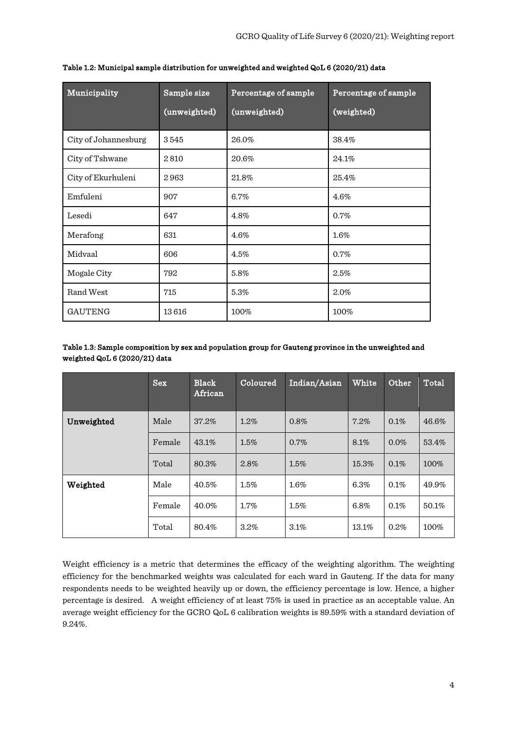**Table 1.2: Municipal sample distribution for unweighted and weighted QoL 6 (2020/21) data**

| Municipality | Sample size (unweighted) | Percentage of sample (unweighted) | Percentage of sample (weighted) |
|---|---|---|---|
| City of Johannesburg | 3 545 | 26.0% | 38.4% |
| City of Tshwane | 2 810 | 20.6% | 24.1% |
| City of Ekurhuleni | 2 963 | 21.8% | 25.4% |
| Emfuleni | 907 | 6.7% | 4.6% |
| Lesedi | 647 | 4.8% | 0.7% |
| Merafong | 631 | 4.6% | 1.6% |
| Midvaal | 606 | 4.5% | 0.7% |
| Mogale City | 792 | 5.8% | 2.5% |
| Rand West | 715 | 5.3% | 2.0% |
| GAUTENG | 13 616 | 100% | 100% |

**Table 1.3: Sample composition by sex and population group for Gauteng province in the unweighted and weighted QoL 6 (2020/21) data**

| | Sex | Black African | Coloured | Indian/Asian | White | Other | Total |
|---|---|---|---|---|---|---|---|
| **Unweighted** | Male | 37.2% | 1.2% | 0.8% | 7.2% | 0.1% | 46.6% |
| | Female | 43.1% | 1.5% | 0.7% | 8.1% | 0.0% | 53.4% |
| | Total | 80.3% | 2.8% | 1.5% | 15.3% | 0.1% | 100% |
| **Weighted** | Male | 40.5% | 1.5% | 1.6% | 6.3% | 0.1% | 49.9% |
| | Female | 40.0% | 1.7% | 1.5% | 6.8% | 0.1% | 50.1% |
| | Total | 80.4% | 3.2% | 3.1% | 13.1% | 0.2% | 100% |

Weight efficiency is a metric that determines the efficacy of the weighting algorithm. The weighting efficiency for the benchmarked weights was calculated for each ward in Gauteng. If the data for many respondents needs to be weighted heavily up or down, the efficiency percentage is low. Hence, a higher percentage is desired. A weight efficiency of at least 75% is used in practice as an acceptable value. An average weight efficiency for the GCRO QoL 6 calibration weights is 89.59% with a standard deviation of 9.24%.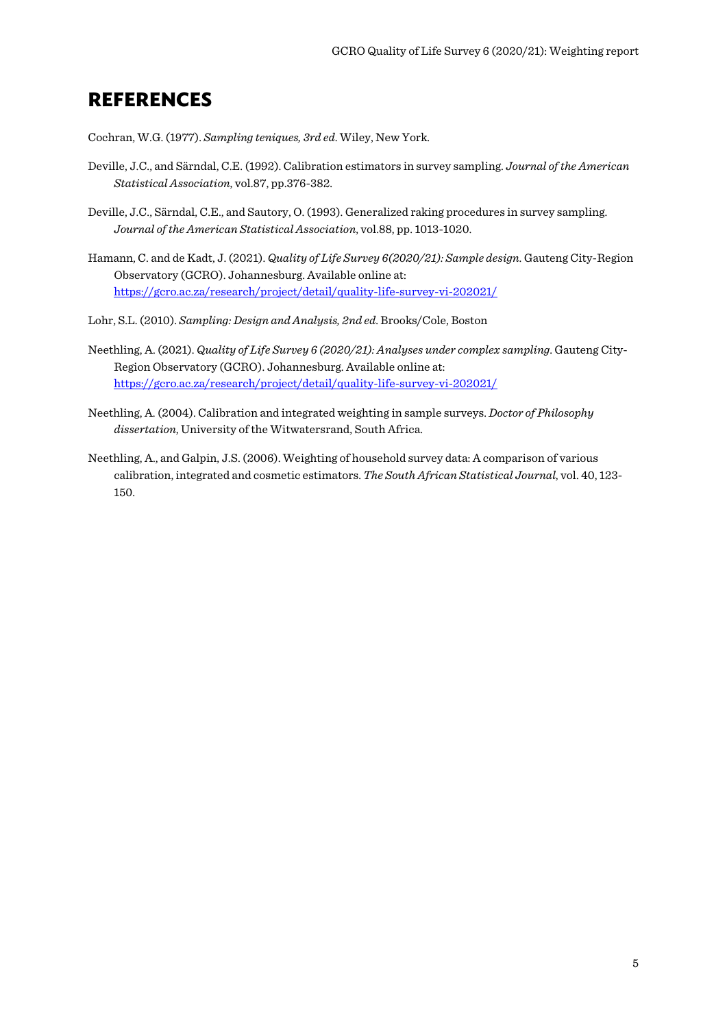# REFERENCES

Cochran, W.G. (1977). *Sampling teniques, 3rd ed.* Wiley, New York.

Deville, J.C., and Särndal, C.E. (1992). Calibration estimators in survey sampling. *Journal of the American Statistical Association*, vol.87, pp.376-382.

Deville, J.C., Särndal, C.E., and Sautory, O. (1993). Generalized raking procedures in survey sampling. *Journal of the American Statistical Association*, vol.88, pp. 1013-1020.

Hamann, C. and de Kadt, J. (2021). *Quality of Life Survey 6(2020/21): Sample design.* Gauteng City-Region Observatory (GCRO). Johannesburg. Available online at: https://gcro.ac.za/research/project/detail/quality-life-survey-vi-202021/

Lohr, S.L. (2010). *Sampling: Design and Analysis, 2nd ed.* Brooks/Cole, Boston

Neethling, A. (2021). *Quality of Life Survey 6 (2020/21): Analyses under complex sampling.* Gauteng City-Region Observatory (GCRO). Johannesburg. Available online at: https://gcro.ac.za/research/project/detail/quality-life-survey-vi-202021/

Neethling, A. (2004). Calibration and integrated weighting in sample surveys. *Doctor of Philosophy dissertation*, University of the Witwatersrand, South Africa.

Neethling, A., and Galpin, J.S. (2006). Weighting of household survey data: A comparison of various calibration, integrated and cosmetic estimators. *The South African Statistical Journal*, vol. 40, 123-150.